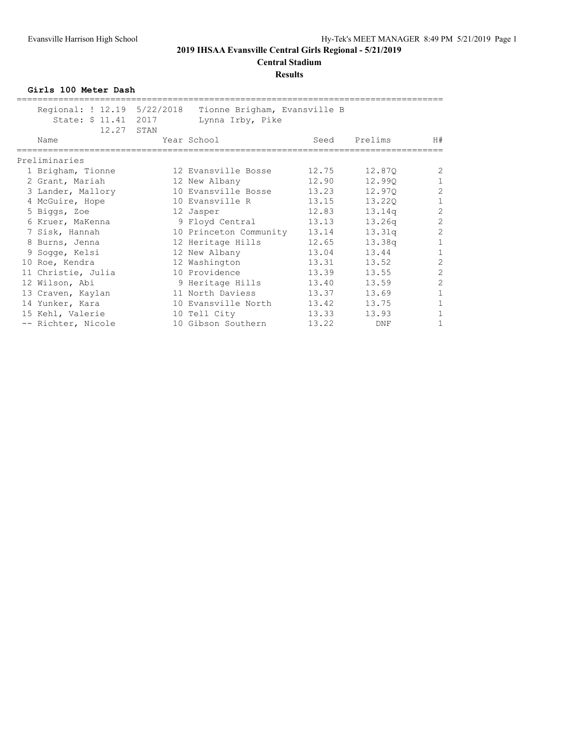# 2019 IHSAA Evansville Central Girls Regional - 5/21/2019

## Central Stadium

### Results

**Girls 100 Meter Dash**

Regional: ! 12.19 5/22/2018 Tionne Brigham, Evansville B
State: $ 11.41 2017 Lynna Irby, Pike
12.27 STAN

| | Name | Year | School | Seed | Prelims | H# |
|---|---|---|---|---|---|---|
| **Preliminaries** | | | | | | |
| 1 | Brigham, Tionne | 12 | Evansville Bosse | 12.75 | 12.87Q | 2 |
| 2 | Grant, Mariah | 12 | New Albany | 12.90 | 12.99Q | 1 |
| 3 | Lander, Mallory | 10 | Evansville Bosse | 13.23 | 12.97Q | 2 |
| 4 | McGuire, Hope | 10 | Evansville R | 13.15 | 13.22Q | 1 |
| 5 | Biggs, Zoe | 12 | Jasper | 12.83 | 13.14q | 2 |
| 6 | Kruer, MaKenna | 9 | Floyd Central | 13.13 | 13.26q | 2 |
| 7 | Sisk, Hannah | 10 | Princeton Community | 13.14 | 13.31q | 2 |
| 8 | Burns, Jenna | 12 | Heritage Hills | 12.65 | 13.38q | 1 |
| 9 | Sogge, Kelsi | 12 | New Albany | 13.04 | 13.44 | 1 |
| 10 | Roe, Kendra | 12 | Washington | 13.31 | 13.52 | 2 |
| 11 | Christie, Julia | 10 | Providence | 13.39 | 13.55 | 2 |
| 12 | Wilson, Abi | 9 | Heritage Hills | 13.40 | 13.59 | 2 |
| 13 | Craven, Kaylan | 11 | North Daviess | 13.37 | 13.69 | 1 |
| 14 | Yunker, Kara | 10 | Evansville North | 13.42 | 13.75 | 1 |
| 15 | Kehl, Valerie | 10 | Tell City | 13.33 | 13.93 | 1 |
| -- | Richter, Nicole | 10 | Gibson Southern | 13.22 | DNF | 1 |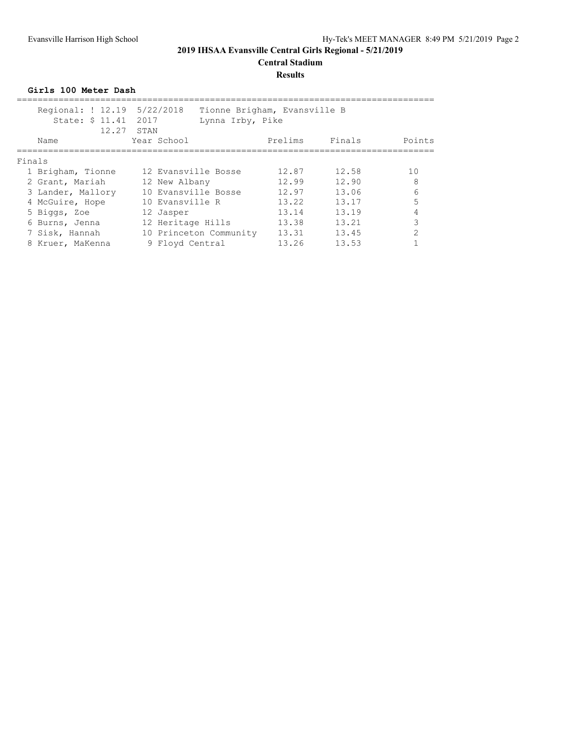## 2019 IHSAA Evansville Central Girls Regional - 5/21/2019

**Central Stadium**

**Results**

### Girls 100 Meter Dash

Regional: ! 12.19 5/22/2018 Tionne Brigham, Evansville B
State: $ 11.41 2017 Lynna Irby, Pike
12.27 STAN

Finals

| Place | Name | Year | School | Prelims | Finals | Points |
|---|---|---|---|---|---|---|
| 1 | Brigham, Tionne | 12 | Evansville Bosse | 12.87 | 12.58 | 10 |
| 2 | Grant, Mariah | 12 | New Albany | 12.99 | 12.90 | 8 |
| 3 | Lander, Mallory | 10 | Evansville Bosse | 12.97 | 13.06 | 6 |
| 4 | McGuire, Hope | 10 | Evansville R | 13.22 | 13.17 | 5 |
| 5 | Biggs, Zoe | 12 | Jasper | 13.14 | 13.19 | 4 |
| 6 | Burns, Jenna | 12 | Heritage Hills | 13.38 | 13.21 | 3 |
| 7 | Sisk, Hannah | 10 | Princeton Community | 13.31 | 13.45 | 2 |
| 8 | Kruer, MaKenna | 9 | Floyd Central | 13.26 | 13.53 | 1 |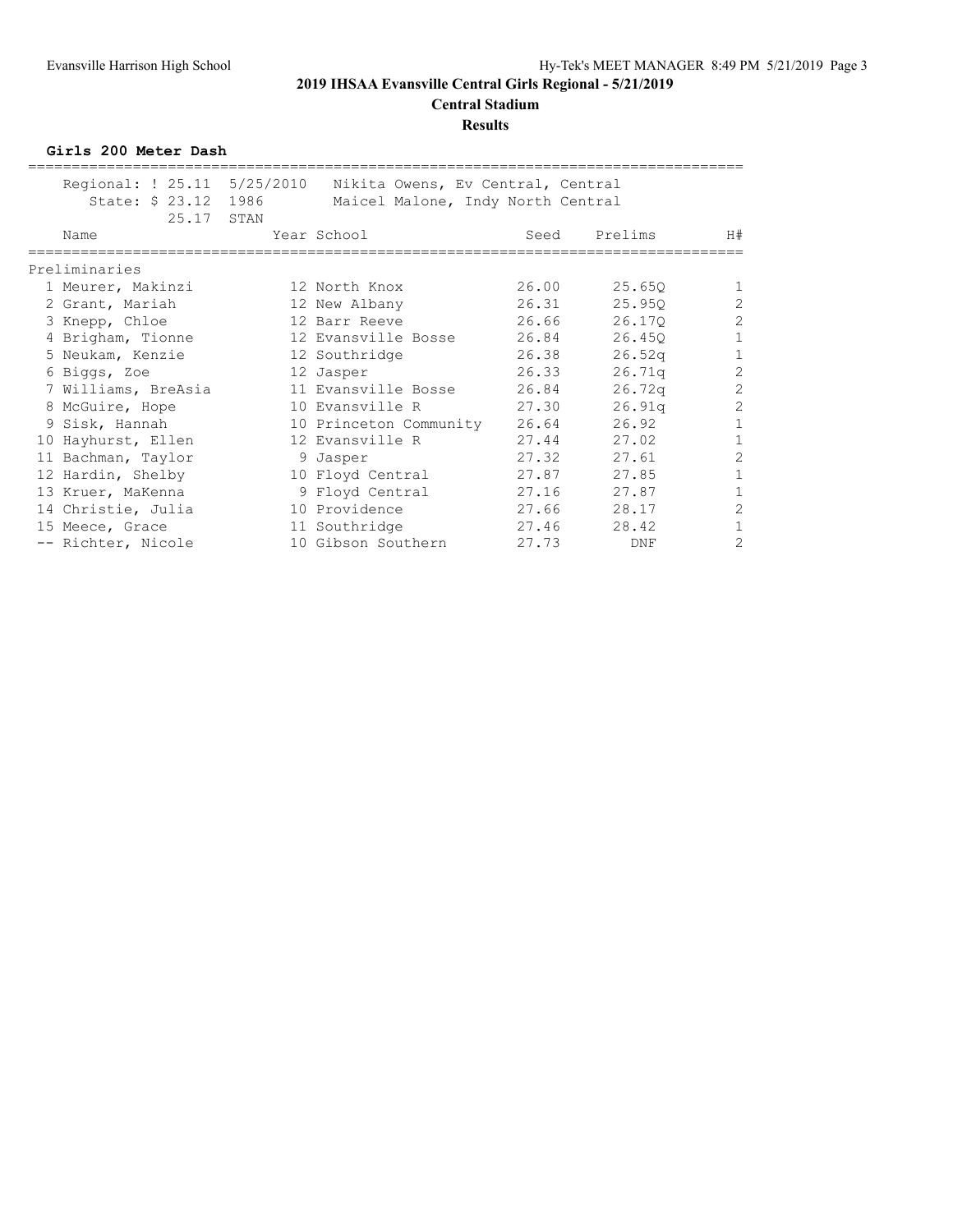## 2019 IHSAA Evansville Central Girls Regional - 5/21/2019

**Central Stadium**

**Results**

### Girls 200 Meter Dash

Regional: ! 25.11 5/25/2010 Nikita Owens, Ev Central, Central
State: $ 23.12 1986 Maicel Malone, Indy North Central
25.17 STAN

| | Name | Year | School | Seed | Prelims | H# |
|---|---|---|---|---|---|---|
| **Preliminaries** | | | | | | |
| 1 | Meurer, Makinzi | 12 | North Knox | 26.00 | 25.65Q | 1 |
| 2 | Grant, Mariah | 12 | New Albany | 26.31 | 25.95Q | 2 |
| 3 | Knepp, Chloe | 12 | Barr Reeve | 26.66 | 26.17Q | 2 |
| 4 | Brigham, Tionne | 12 | Evansville Bosse | 26.84 | 26.45Q | 1 |
| 5 | Neukam, Kenzie | 12 | Southridge | 26.38 | 26.52q | 1 |
| 6 | Biggs, Zoe | 12 | Jasper | 26.33 | 26.71q | 2 |
| 7 | Williams, BreAsia | 11 | Evansville Bosse | 26.84 | 26.72q | 2 |
| 8 | McGuire, Hope | 10 | Evansville R | 27.30 | 26.91q | 2 |
| 9 | Sisk, Hannah | 10 | Princeton Community | 26.64 | 26.92 | 1 |
| 10 | Hayhurst, Ellen | 12 | Evansville R | 27.44 | 27.02 | 1 |
| 11 | Bachman, Taylor | 9 | Jasper | 27.32 | 27.61 | 2 |
| 12 | Hardin, Shelby | 10 | Floyd Central | 27.87 | 27.85 | 1 |
| 13 | Kruer, MaKenna | 9 | Floyd Central | 27.16 | 27.87 | 1 |
| 14 | Christie, Julia | 10 | Providence | 27.66 | 28.17 | 2 |
| 15 | Meece, Grace | 11 | Southridge | 27.46 | 28.42 | 1 |
| -- | Richter, Nicole | 10 | Gibson Southern | 27.73 | DNF | 2 |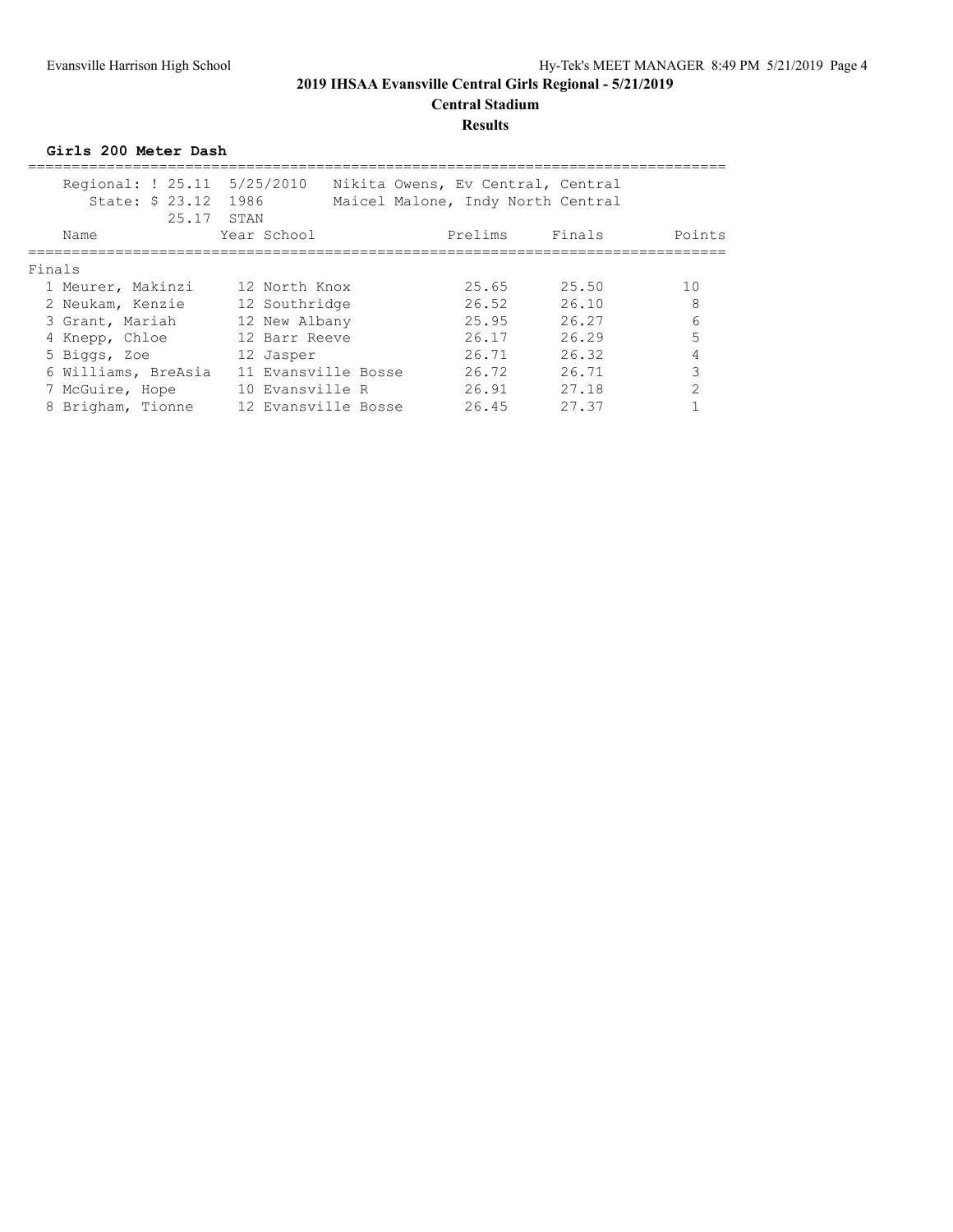# 2019 IHSAA Evansville Central Girls Regional - 5/21/2019

## Central Stadium

### Results

**Girls 200 Meter Dash**

Regional: ! 25.11  5/25/2010  Nikita Owens, Ev Central, Central
State: $ 23.12  1986  Maicel Malone, Indy North Central
25.17  STAN

**Finals**

| Place | Name | Year | School | Prelims | Finals | Points |
|---|---|---|---|---|---|---|
| 1 | Meurer, Makinzi | 12 | North Knox | 25.65 | 25.50 | 10 |
| 2 | Neukam, Kenzie | 12 | Southridge | 26.52 | 26.10 | 8 |
| 3 | Grant, Mariah | 12 | New Albany | 25.95 | 26.27 | 6 |
| 4 | Knepp, Chloe | 12 | Barr Reeve | 26.17 | 26.29 | 5 |
| 5 | Biggs, Zoe | 12 | Jasper | 26.71 | 26.32 | 4 |
| 6 | Williams, BreAsia | 11 | Evansville Bosse | 26.72 | 26.71 | 3 |
| 7 | McGuire, Hope | 10 | Evansville R | 26.91 | 27.18 | 2 |
| 8 | Brigham, Tionne | 12 | Evansville Bosse | 26.45 | 27.37 | 1 |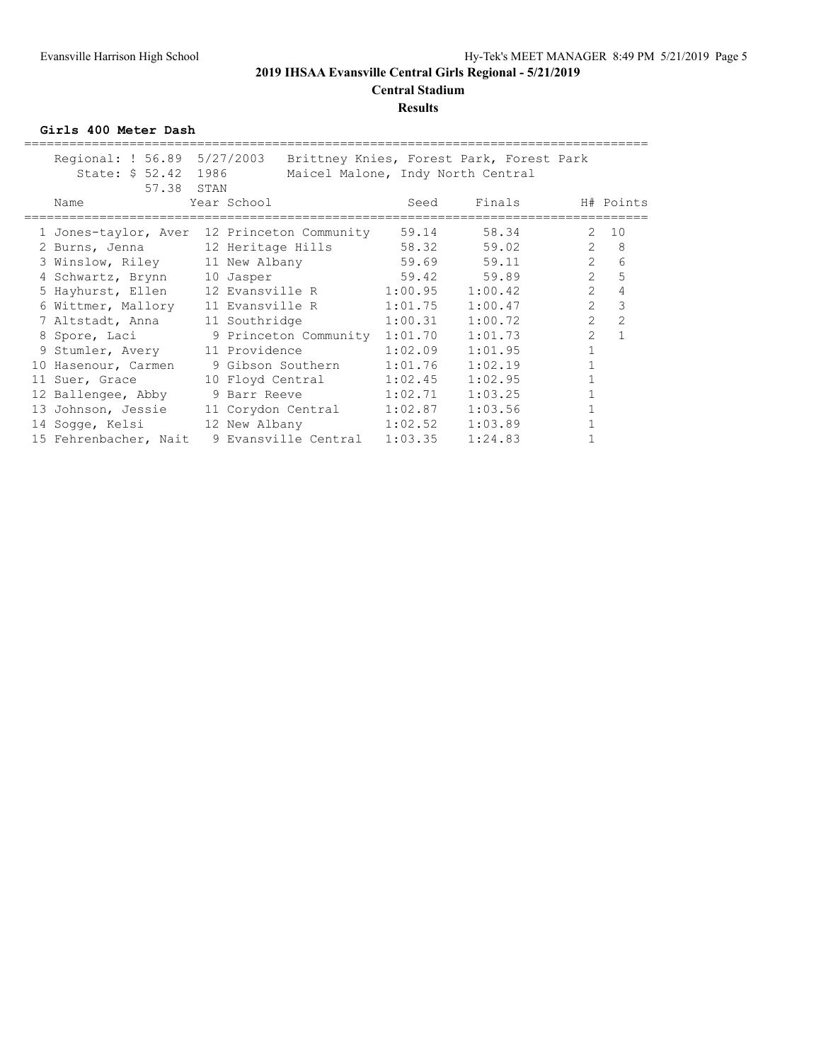## 2019 IHSAA Evansville Central Girls Regional - 5/21/2019

**Central Stadium**

**Results**

### Girls 400 Meter Dash

Regional: ! 56.89 5/27/2003 Brittney Knies, Forest Park, Forest Park
State: $ 52.42 1986 Maicel Malone, Indy North Central
57.38 STAN

| | Name | Year | School | Seed | Finals | H# | Points |
|---|---|---|---|---|---|---|---|
| 1 | Jones-taylor, Aver | 12 | Princeton Community | 59.14 | 58.34 | 2 | 10 |
| 2 | Burns, Jenna | 12 | Heritage Hills | 58.32 | 59.02 | 2 | 8 |
| 3 | Winslow, Riley | 11 | New Albany | 59.69 | 59.11 | 2 | 6 |
| 4 | Schwartz, Brynn | 10 | Jasper | 59.42 | 59.89 | 2 | 5 |
| 5 | Hayhurst, Ellen | 12 | Evansville R | 1:00.95 | 1:00.42 | 2 | 4 |
| 6 | Wittmer, Mallory | 11 | Evansville R | 1:01.75 | 1:00.47 | 2 | 3 |
| 7 | Altstadt, Anna | 11 | Southridge | 1:00.31 | 1:00.72 | 2 | 2 |
| 8 | Spore, Laci | 9 | Princeton Community | 1:01.70 | 1:01.73 | 2 | 1 |
| 9 | Stumler, Avery | 11 | Providence | 1:02.09 | 1:01.95 | 1 | |
| 10 | Hasenour, Carmen | 9 | Gibson Southern | 1:01.76 | 1:02.19 | 1 | |
| 11 | Suer, Grace | 10 | Floyd Central | 1:02.45 | 1:02.95 | 1 | |
| 12 | Ballengee, Abby | 9 | Barr Reeve | 1:02.71 | 1:03.25 | 1 | |
| 13 | Johnson, Jessie | 11 | Corydon Central | 1:02.87 | 1:03.56 | 1 | |
| 14 | Sogge, Kelsi | 12 | New Albany | 1:02.52 | 1:03.89 | 1 | |
| 15 | Fehrenbacher, Nait | 9 | Evansville Central | 1:03.35 | 1:24.83 | 1 | |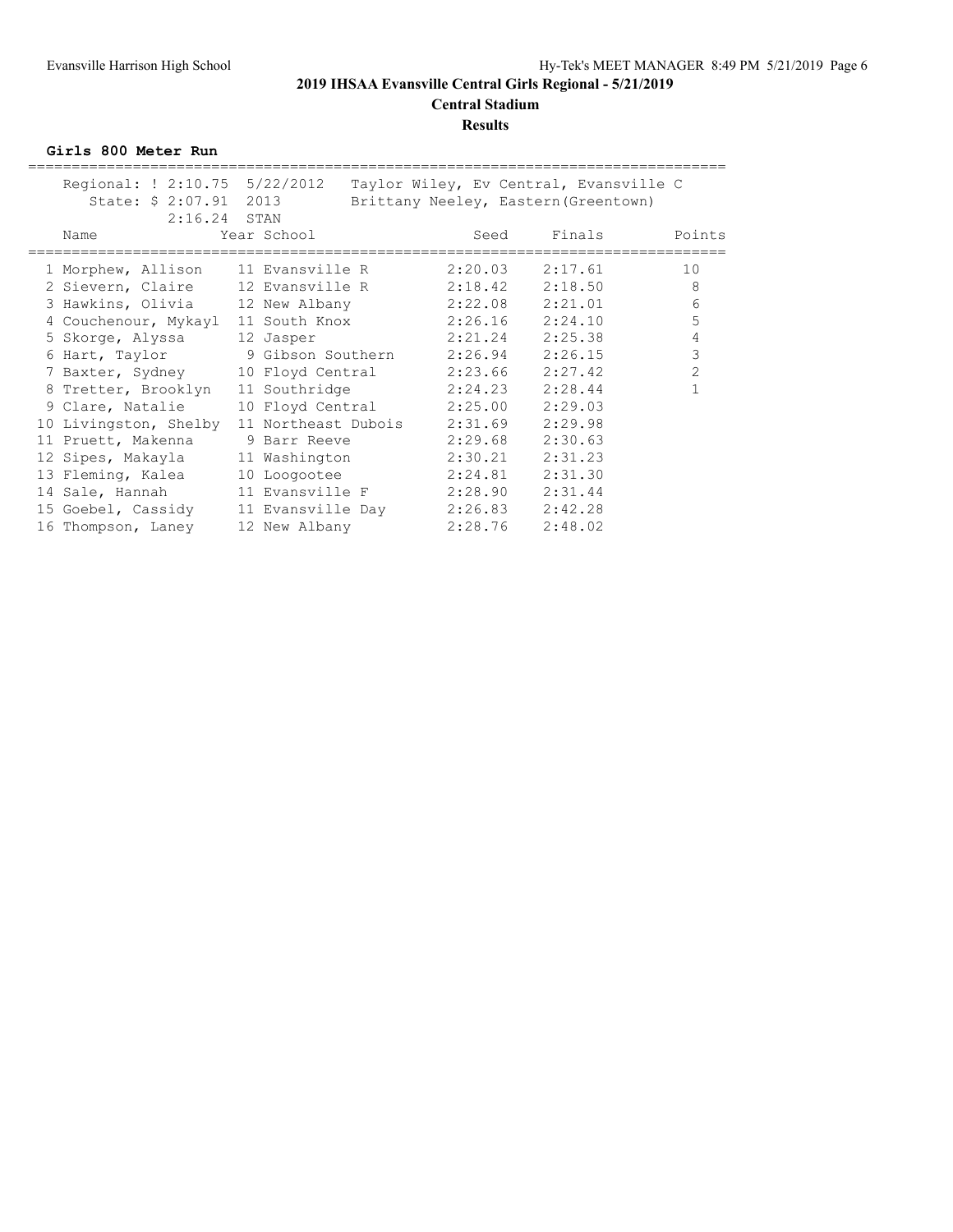# 2019 IHSAA Evansville Central Girls Regional - 5/21/2019

## Central Stadium

## Results

### Girls 800 Meter Run

Regional: ! 2:10.75 5/22/2012 Taylor Wiley, Ev Central, Evansville C
State: $ 2:07.91 2013 Brittany Neeley, Eastern(Greentown)
2:16.24 STAN

| | Name | Year | School | Seed | Finals | Points |
|---|---|---|---|---|---|---|
| 1 | Morphew, Allison | 11 | Evansville R | 2:20.03 | 2:17.61 | 10 |
| 2 | Sievern, Claire | 12 | Evansville R | 2:18.42 | 2:18.50 | 8 |
| 3 | Hawkins, Olivia | 12 | New Albany | 2:22.08 | 2:21.01 | 6 |
| 4 | Couchenour, Mykayl | 11 | South Knox | 2:26.16 | 2:24.10 | 5 |
| 5 | Skorge, Alyssa | 12 | Jasper | 2:21.24 | 2:25.38 | 4 |
| 6 | Hart, Taylor | 9 | Gibson Southern | 2:26.94 | 2:26.15 | 3 |
| 7 | Baxter, Sydney | 10 | Floyd Central | 2:23.66 | 2:27.42 | 2 |
| 8 | Tretter, Brooklyn | 11 | Southridge | 2:24.23 | 2:28.44 | 1 |
| 9 | Clare, Natalie | 10 | Floyd Central | 2:25.00 | 2:29.03 | |
| 10 | Livingston, Shelby | 11 | Northeast Dubois | 2:31.69 | 2:29.98 | |
| 11 | Pruett, Makenna | 9 | Barr Reeve | 2:29.68 | 2:30.63 | |
| 12 | Sipes, Makayla | 11 | Washington | 2:30.21 | 2:31.23 | |
| 13 | Fleming, Kalea | 10 | Loogootee | 2:24.81 | 2:31.30 | |
| 14 | Sale, Hannah | 11 | Evansville F | 2:28.90 | 2:31.44 | |
| 15 | Goebel, Cassidy | 11 | Evansville Day | 2:26.83 | 2:42.28 | |
| 16 | Thompson, Laney | 12 | New Albany | 2:28.76 | 2:48.02 | |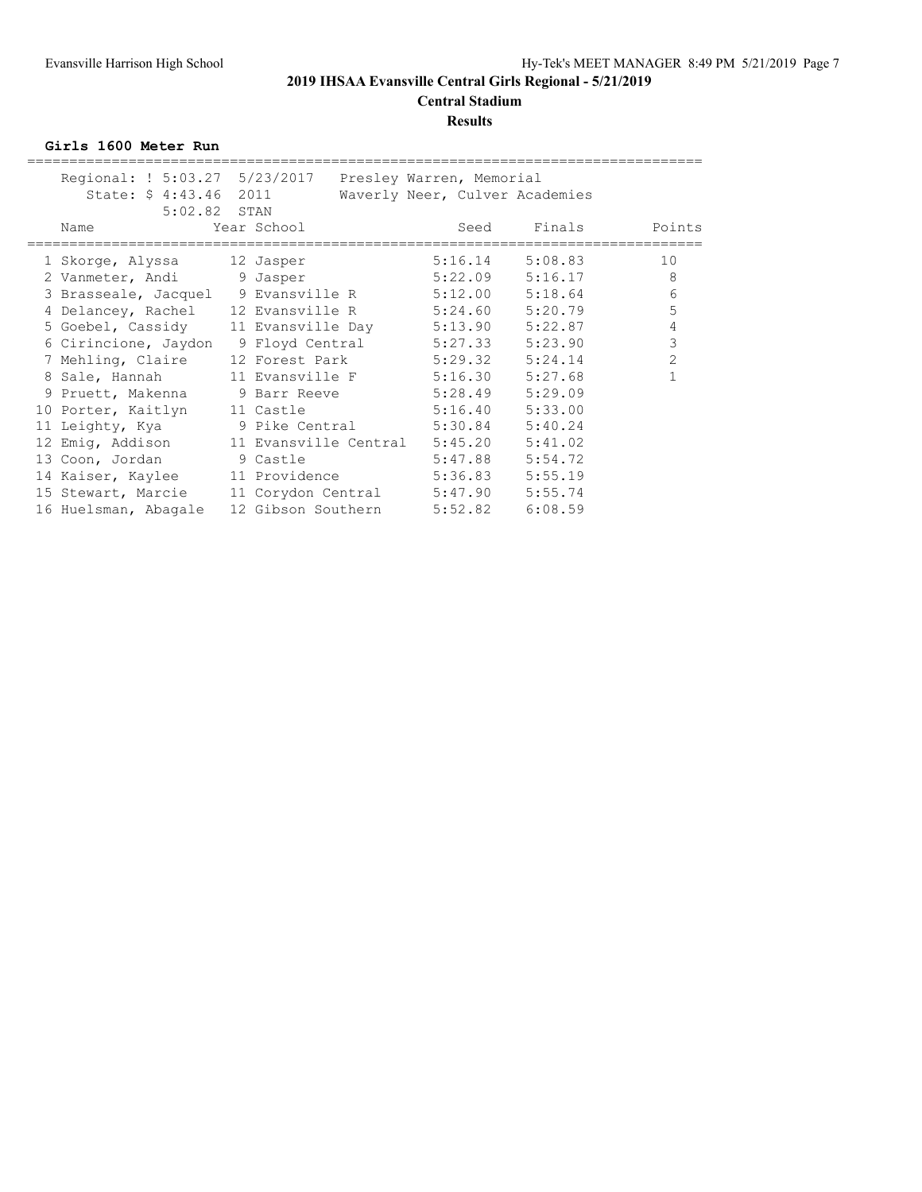# 2019 IHSAA Evansville Central Girls Regional - 5/21/2019

## Central Stadium

## Results

### Girls 1600 Meter Run

Regional: ! 5:03.27 5/23/2017 Presley Warren, Memorial
State: $ 4:43.46 2011 Waverly Neer, Culver Academies
5:02.82 STAN

| | Name | Year | School | Seed | Finals | Points |
|---|---|---|---|---|---|---|
| 1 | Skorge, Alyssa | 12 | Jasper | 5:16.14 | 5:08.83 | 10 |
| 2 | Vanmeter, Andi | 9 | Jasper | 5:22.09 | 5:16.17 | 8 |
| 3 | Brasseale, Jacquel | 9 | Evansville R | 5:12.00 | 5:18.64 | 6 |
| 4 | Delancey, Rachel | 12 | Evansville R | 5:24.60 | 5:20.79 | 5 |
| 5 | Goebel, Cassidy | 11 | Evansville Day | 5:13.90 | 5:22.87 | 4 |
| 6 | Cirincione, Jaydon | 9 | Floyd Central | 5:27.33 | 5:23.90 | 3 |
| 7 | Mehling, Claire | 12 | Forest Park | 5:29.32 | 5:24.14 | 2 |
| 8 | Sale, Hannah | 11 | Evansville F | 5:16.30 | 5:27.68 | 1 |
| 9 | Pruett, Makenna | 9 | Barr Reeve | 5:28.49 | 5:29.09 | |
| 10 | Porter, Kaitlyn | 11 | Castle | 5:16.40 | 5:33.00 | |
| 11 | Leighty, Kya | 9 | Pike Central | 5:30.84 | 5:40.24 | |
| 12 | Emig, Addison | 11 | Evansville Central | 5:45.20 | 5:41.02 | |
| 13 | Coon, Jordan | 9 | Castle | 5:47.88 | 5:54.72 | |
| 14 | Kaiser, Kaylee | 11 | Providence | 5:36.83 | 5:55.19 | |
| 15 | Stewart, Marcie | 11 | Corydon Central | 5:47.90 | 5:55.74 | |
| 16 | Huelsman, Abagale | 12 | Gibson Southern | 5:52.82 | 6:08.59 | |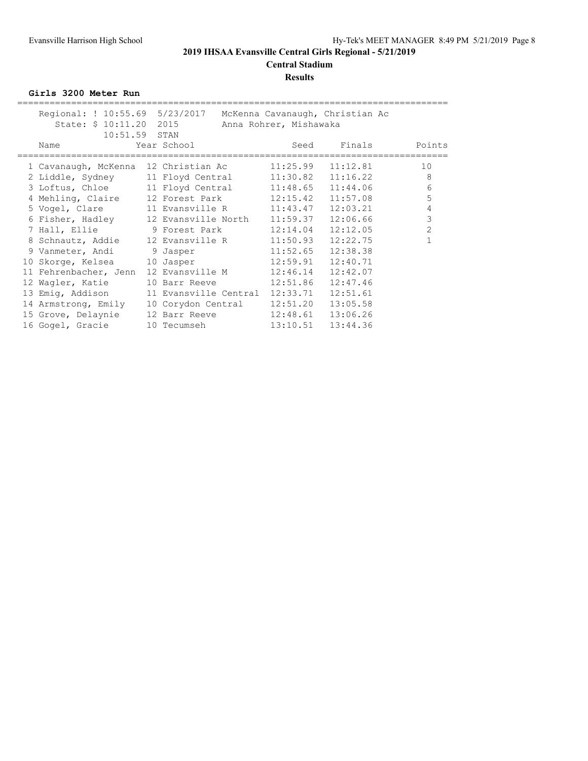# 2019 IHSAA Evansville Central Girls Regional - 5/21/2019

## Central Stadium

### Results

**Girls 3200 Meter Run**

Regional: ! 10:55.69 5/23/2017 McKenna Cavanaugh, Christian Ac
State: $ 10:11.20 2015 Anna Rohrer, Mishawaka
10:51.59 STAN

| | Name | Year | School | Seed | Finals | Points |
|---|---|---|---|---|---|---|
| 1 | Cavanaugh, McKenna | 12 | Christian Ac | 11:25.99 | 11:12.81 | 10 |
| 2 | Liddle, Sydney | 11 | Floyd Central | 11:30.82 | 11:16.22 | 8 |
| 3 | Loftus, Chloe | 11 | Floyd Central | 11:48.65 | 11:44.06 | 6 |
| 4 | Mehling, Claire | 12 | Forest Park | 12:15.42 | 11:57.08 | 5 |
| 5 | Vogel, Clare | 11 | Evansville R | 11:43.47 | 12:03.21 | 4 |
| 6 | Fisher, Hadley | 12 | Evansville North | 11:59.37 | 12:06.66 | 3 |
| 7 | Hall, Ellie | 9 | Forest Park | 12:14.04 | 12:12.05 | 2 |
| 8 | Schnautz, Addie | 12 | Evansville R | 11:50.93 | 12:22.75 | 1 |
| 9 | Vanmeter, Andi | 9 | Jasper | 11:52.65 | 12:38.38 | |
| 10 | Skorge, Kelsea | 10 | Jasper | 12:59.91 | 12:40.71 | |
| 11 | Fehrenbacher, Jenn | 12 | Evansville M | 12:46.14 | 12:42.07 | |
| 12 | Wagler, Katie | 10 | Barr Reeve | 12:51.86 | 12:47.46 | |
| 13 | Emig, Addison | 11 | Evansville Central | 12:33.71 | 12:51.61 | |
| 14 | Armstrong, Emily | 10 | Corydon Central | 12:51.20 | 13:05.58 | |
| 15 | Grove, Delaynie | 12 | Barr Reeve | 12:48.61 | 13:06.26 | |
| 16 | Gogel, Gracie | 10 | Tecumseh | 13:10.51 | 13:44.36 | |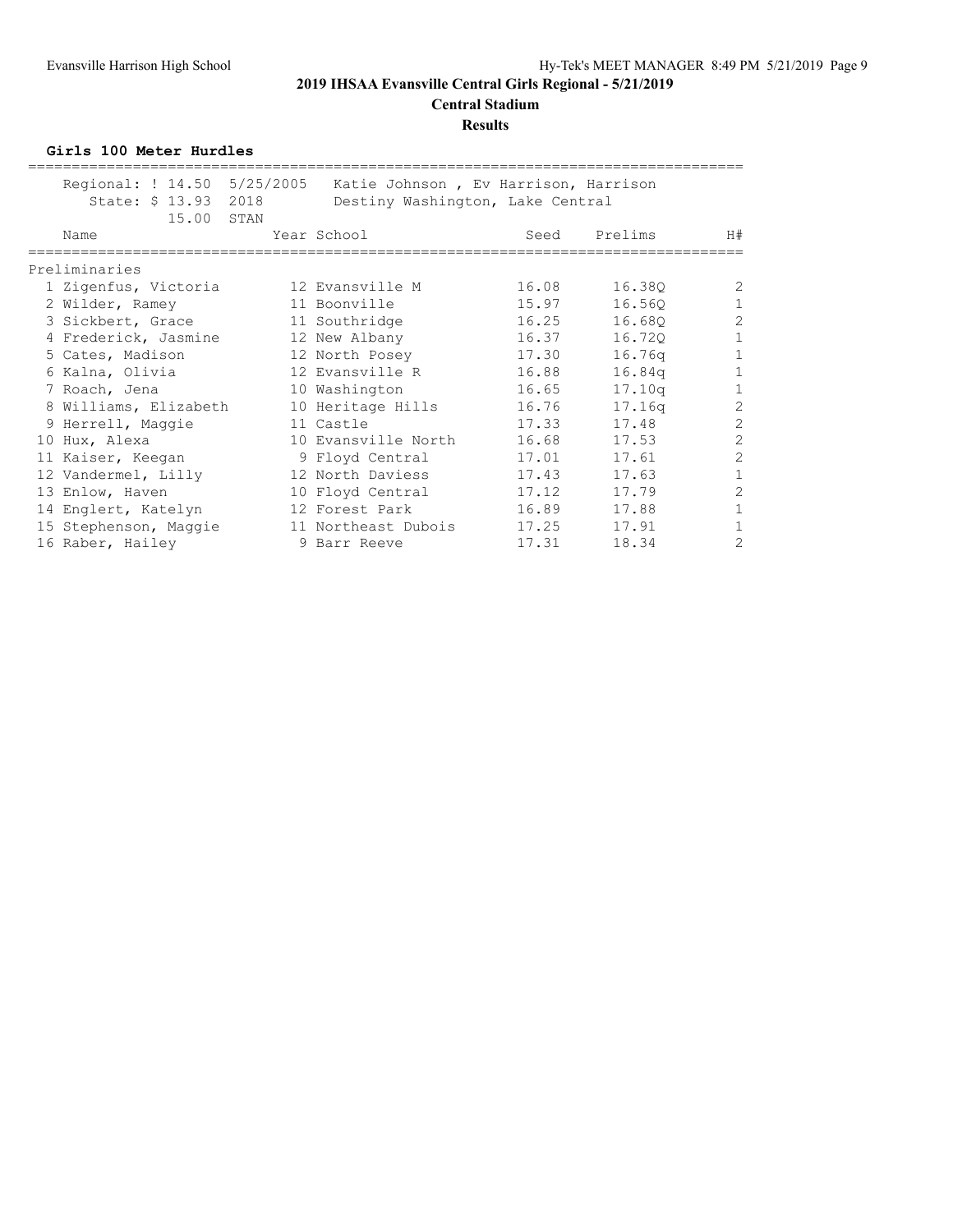# 2019 IHSAA Evansville Central Girls Regional - 5/21/2019

## Central Stadium

### Results

**Girls 100 Meter Hurdles**

Regional: ! 14.50 5/25/2005 Katie Johnson , Ev Harrison, Harrison
State: $ 13.93 2018 Destiny Washington, Lake Central
15.00 STAN

**Preliminaries**

| | Name | Year | School | Seed | Prelims | H# |
|---|---|---|---|---|---|---|
| 1 | Zigenfus, Victoria | 12 | Evansville M | 16.08 | 16.38Q | 2 |
| 2 | Wilder, Ramey | 11 | Boonville | 15.97 | 16.56Q | 1 |
| 3 | Sickbert, Grace | 11 | Southridge | 16.25 | 16.68Q | 2 |
| 4 | Frederick, Jasmine | 12 | New Albany | 16.37 | 16.72Q | 1 |
| 5 | Cates, Madison | 12 | North Posey | 17.30 | 16.76q | 1 |
| 6 | Kalna, Olivia | 12 | Evansville R | 16.88 | 16.84q | 1 |
| 7 | Roach, Jena | 10 | Washington | 16.65 | 17.10q | 1 |
| 8 | Williams, Elizabeth | 10 | Heritage Hills | 16.76 | 17.16q | 2 |
| 9 | Herrell, Maggie | 11 | Castle | 17.33 | 17.48 | 2 |
| 10 | Hux, Alexa | 10 | Evansville North | 16.68 | 17.53 | 2 |
| 11 | Kaiser, Keegan | 9 | Floyd Central | 17.01 | 17.61 | 2 |
| 12 | Vandermel, Lilly | 12 | North Daviess | 17.43 | 17.63 | 1 |
| 13 | Enlow, Haven | 10 | Floyd Central | 17.12 | 17.79 | 2 |
| 14 | Englert, Katelyn | 12 | Forest Park | 16.89 | 17.88 | 1 |
| 15 | Stephenson, Maggie | 11 | Northeast Dubois | 17.25 | 17.91 | 1 |
| 16 | Raber, Hailey | 9 | Barr Reeve | 17.31 | 18.34 | 2 |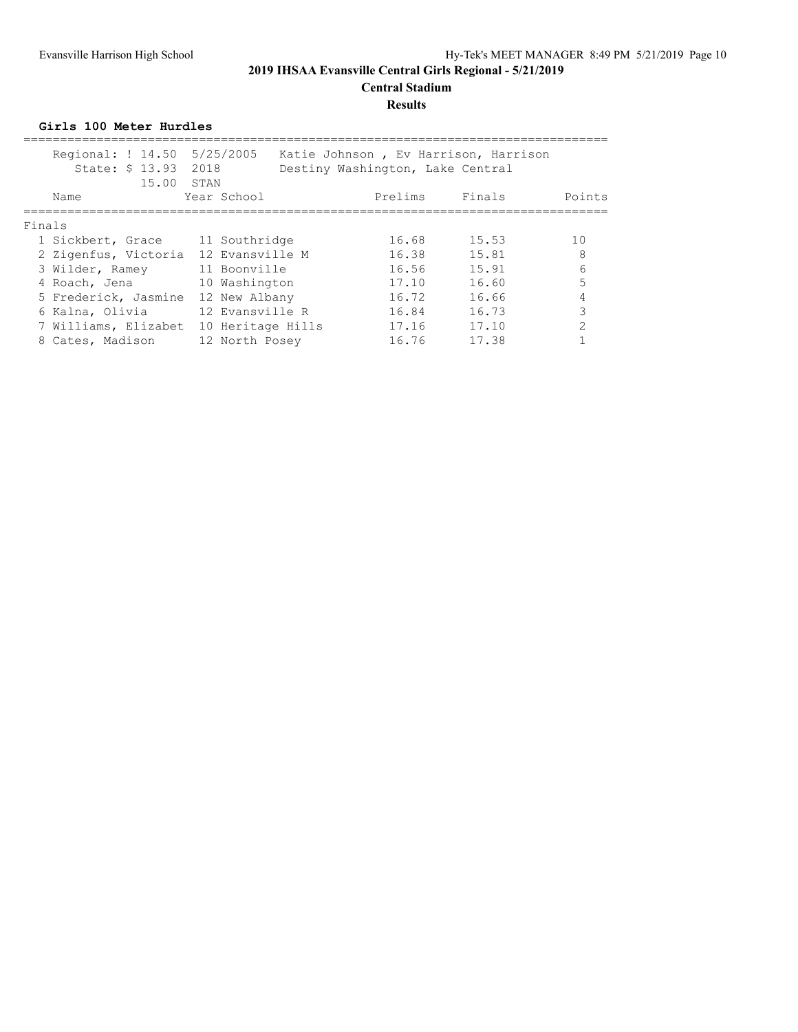**2019 IHSAA Evansville Central Girls Regional - 5/21/2019**

**Central Stadium**

**Results**

### Girls 100 Meter Hurdles

Regional: ! 14.50 5/25/2005 Katie Johnson , Ev Harrison, Harrison
State: $ 13.93 2018 Destiny Washington, Lake Central
15.00 STAN

Finals

| | Name | Year | School | Prelims | Finals | Points |
|---|---|---|---|---|---|---|
| 1 | Sickbert, Grace | 11 | Southridge | 16.68 | 15.53 | 10 |
| 2 | Zigenfus, Victoria | 12 | Evansville M | 16.38 | 15.81 | 8 |
| 3 | Wilder, Ramey | 11 | Boonville | 16.56 | 15.91 | 6 |
| 4 | Roach, Jena | 10 | Washington | 17.10 | 16.60 | 5 |
| 5 | Frederick, Jasmine | 12 | New Albany | 16.72 | 16.66 | 4 |
| 6 | Kalna, Olivia | 12 | Evansville R | 16.84 | 16.73 | 3 |
| 7 | Williams, Elizabet | 10 | Heritage Hills | 17.16 | 17.10 | 2 |
| 8 | Cates, Madison | 12 | North Posey | 16.76 | 17.38 | 1 |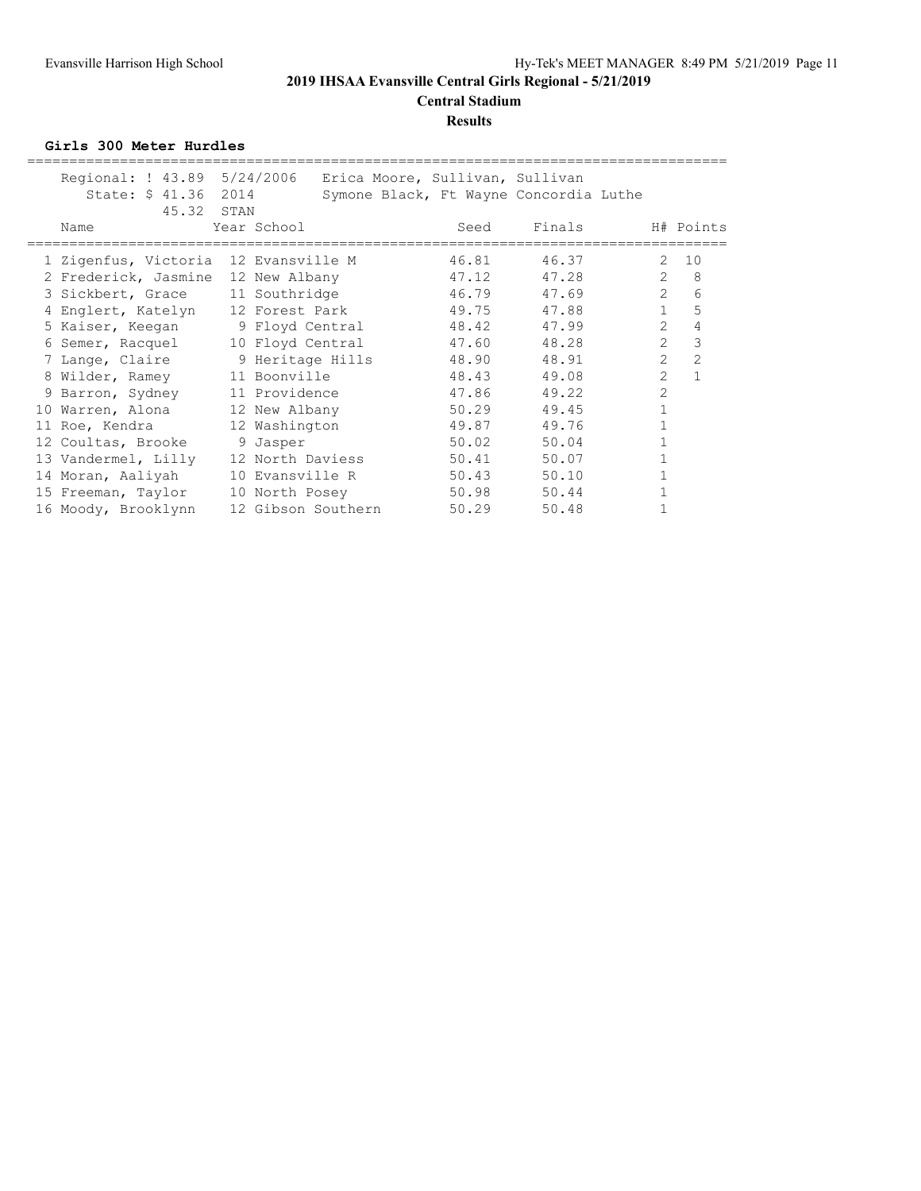# 2019 IHSAA Evansville Central Girls Regional - 5/21/2019

**Central Stadium**

**Results**

### Girls 300 Meter Hurdles

Regional: ! 43.89 5/24/2006 Erica Moore, Sullivan, Sullivan
State: $ 41.36 2014 Symone Black, Ft Wayne Concordia Luthe
45.32 STAN

| Place | Name | Year | School | Seed | Finals | H# | Points |
|---|---|---|---|---|---|---|---|
| 1 | Zigenfus, Victoria | 12 | Evansville M | 46.81 | 46.37 | 2 | 10 |
| 2 | Frederick, Jasmine | 12 | New Albany | 47.12 | 47.28 | 2 | 8 |
| 3 | Sickbert, Grace | 11 | Southridge | 46.79 | 47.69 | 2 | 6 |
| 4 | Englert, Katelyn | 12 | Forest Park | 49.75 | 47.88 | 1 | 5 |
| 5 | Kaiser, Keegan | 9 | Floyd Central | 48.42 | 47.99 | 2 | 4 |
| 6 | Semer, Racquel | 10 | Floyd Central | 47.60 | 48.28 | 2 | 3 |
| 7 | Lange, Claire | 9 | Heritage Hills | 48.90 | 48.91 | 2 | 2 |
| 8 | Wilder, Ramey | 11 | Boonville | 48.43 | 49.08 | 2 | 1 |
| 9 | Barron, Sydney | 11 | Providence | 47.86 | 49.22 | 2 | |
| 10 | Warren, Alona | 12 | New Albany | 50.29 | 49.45 | 1 | |
| 11 | Roe, Kendra | 12 | Washington | 49.87 | 49.76 | 1 | |
| 12 | Coultas, Brooke | 9 | Jasper | 50.02 | 50.04 | 1 | |
| 13 | Vandermel, Lilly | 12 | North Daviess | 50.41 | 50.07 | 1 | |
| 14 | Moran, Aaliyah | 10 | Evansville R | 50.43 | 50.10 | 1 | |
| 15 | Freeman, Taylor | 10 | North Posey | 50.98 | 50.44 | 1 | |
| 16 | Moody, Brooklynn | 12 | Gibson Southern | 50.29 | 50.48 | 1 | |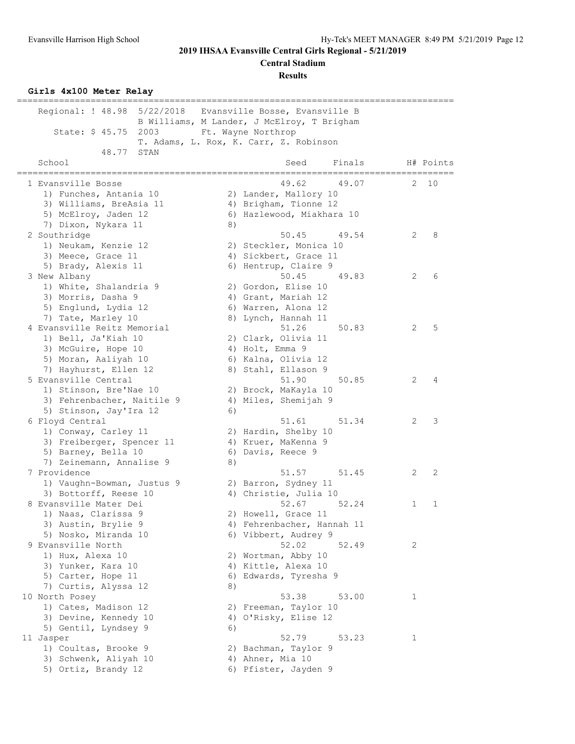## 2019 IHSAA Evansville Central Girls Regional - 5/21/2019

**Central Stadium**

**Results**

### Girls 4x100 Meter Relay

```
=================================================================================
    Regional: ! 48.98  5/22/2018   Evansville Bosse, Evansville B
                       B Williams, M Lander, J McElroy, T Brigham
       State: $ 45.75  2003       Ft. Wayne Northrop
                       T. Adams, L. Rox, K. Carr, Z. Robinson
              48.77  STAN
    School                                          Seed     Finals        H# Points
=================================================================================
  1 Evansville Bosse                               49.62      49.07         2  10
     1) Funches, Antania 10             2) Lander, Mallory 10
     3) Williams, BreAsia 11            4) Brigham, Tionne 12
     5) McElroy, Jaden 12               6) Hazlewood, Miakhara 10
     7) Dixon, Nykara 11                8)
  2 Southridge                                     50.45      49.54         2   8
     1) Neukam, Kenzie 12               2) Steckler, Monica 10
     3) Meece, Grace 11                 4) Sickbert, Grace 11
     5) Brady, Alexis 11                6) Hentrup, Claire 9
  3 New Albany                                     50.45      49.83         2   6
     1) White, Shalandria 9             2) Gordon, Elise 10
     3) Morris, Dasha 9                 4) Grant, Mariah 12
     5) Englund, Lydia 12               6) Warren, Alona 12
     7) Tate, Marley 10                 8) Lynch, Hannah 11
  4 Evansville Reitz Memorial                      51.26      50.83         2   5
     1) Bell, Ja'Kiah 10                2) Clark, Olivia 11
     3) McGuire, Hope 10                4) Holt, Emma 9
     5) Moran, Aaliyah 10               6) Kalna, Olivia 12
     7) Hayhurst, Ellen 12              8) Stahl, Ellason 9
  5 Evansville Central                             51.90      50.85         2   4
     1) Stinson, Bre'Nae 10             2) Brock, MaKayla 10
     3) Fehrenbacher, Naitile 9         4) Miles, Shemijah 9
     5) Stinson, Jay'Ira 12             6)
  6 Floyd Central                                  51.61      51.34         2   3
     1) Conway, Carley 11               2) Hardin, Shelby 10
     3) Freiberger, Spencer 11          4) Kruer, MaKenna 9
     5) Barney, Bella 10                6) Davis, Reece 9
     7) Zeinemann, Annalise 9           8)
  7 Providence                                     51.57      51.45         2   2
     1) Vaughn-Bowman, Justus 9         2) Barron, Sydney 11
     3) Bottorff, Reese 10              4) Christie, Julia 10
  8 Evansville Mater Dei                           52.67      52.24         1   1
     1) Naas, Clarissa 9                2) Howell, Grace 11
     3) Austin, Brylie 9                4) Fehrenbacher, Hannah 11
     5) Nosko, Miranda 10               6) Vibbert, Audrey 9
  9 Evansville North                               52.02      52.49         2
     1) Hux, Alexa 10                   2) Wortman, Abby 10
     3) Yunker, Kara 10                 4) Kittle, Alexa 10
     5) Carter, Hope 11                 6) Edwards, Tyresha 9
     7) Curtis, Alyssa 12               8)
 10 North Posey                                    53.38      53.00         1
     1) Cates, Madison 12               2) Freeman, Taylor 10
     3) Devine, Kennedy 10              4) O'Risky, Elise 12
     5) Gentil, Lyndsey 9               6)
 11 Jasper                                         52.79      53.23         1
     1) Coultas, Brooke 9               2) Bachman, Taylor 9
     3) Schwenk, Aliyah 10              4) Ahner, Mia 10
     5) Ortiz, Brandy 12                6) Pfister, Jayden 9
```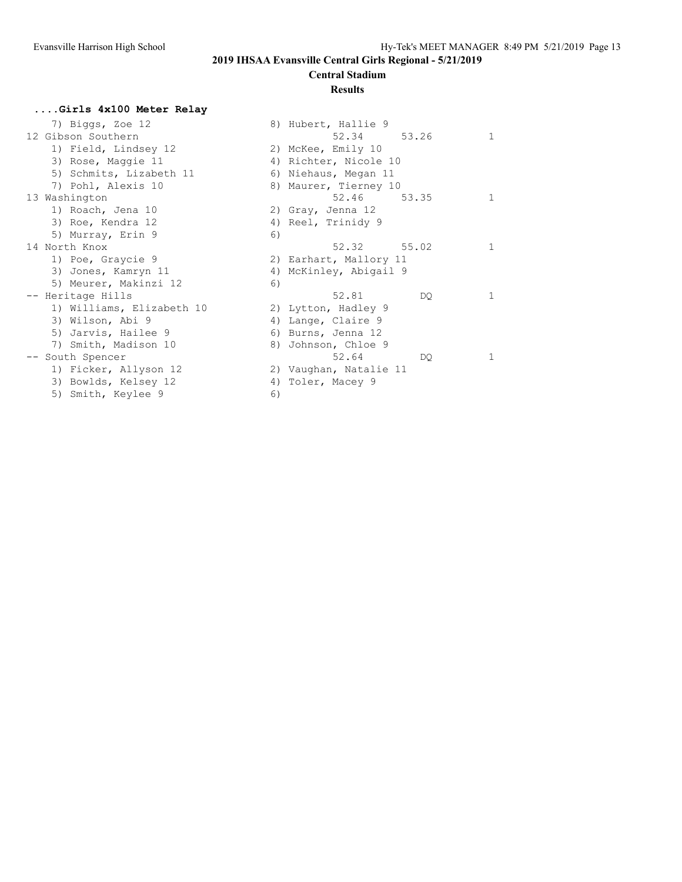# 2019 IHSAA Evansville Central Girls Regional - 5/21/2019

## Central Stadium

### Results

**....Girls 4x100 Meter Relay**

```
    7) Biggs, Zoe 12                  8) Hubert, Hallie 9
12 Gibson Southern                            52.34      53.26          1
    1) Field, Lindsey 12              2) McKee, Emily 10
    3) Rose, Maggie 11                4) Richter, Nicole 10
    5) Schmits, Lizabeth 11           6) Niehaus, Megan 11
    7) Pohl, Alexis 10                8) Maurer, Tierney 10
13 Washington                                 52.46      53.35          1
    1) Roach, Jena 10                 2) Gray, Jenna 12
    3) Roe, Kendra 12                 4) Reel, Trinidy 9
    5) Murray, Erin 9                 6)
14 North Knox                                 52.32      55.02          1
    1) Poe, Graycie 9                 2) Earhart, Mallory 11
    3) Jones, Kamryn 11               4) McKinley, Abigail 9
    5) Meurer, Makinzi 12             6)
-- Heritage Hills                             52.81         DQ          1
    1) Williams, Elizabeth 10         2) Lytton, Hadley 9
    3) Wilson, Abi 9                  4) Lange, Claire 9
    5) Jarvis, Hailee 9               6) Burns, Jenna 12
    7) Smith, Madison 10              8) Johnson, Chloe 9
-- South Spencer                              52.64         DQ          1
    1) Ficker, Allyson 12             2) Vaughan, Natalie 11
    3) Bowlds, Kelsey 12              4) Toler, Macey 9
    5) Smith, Keylee 9                6)
```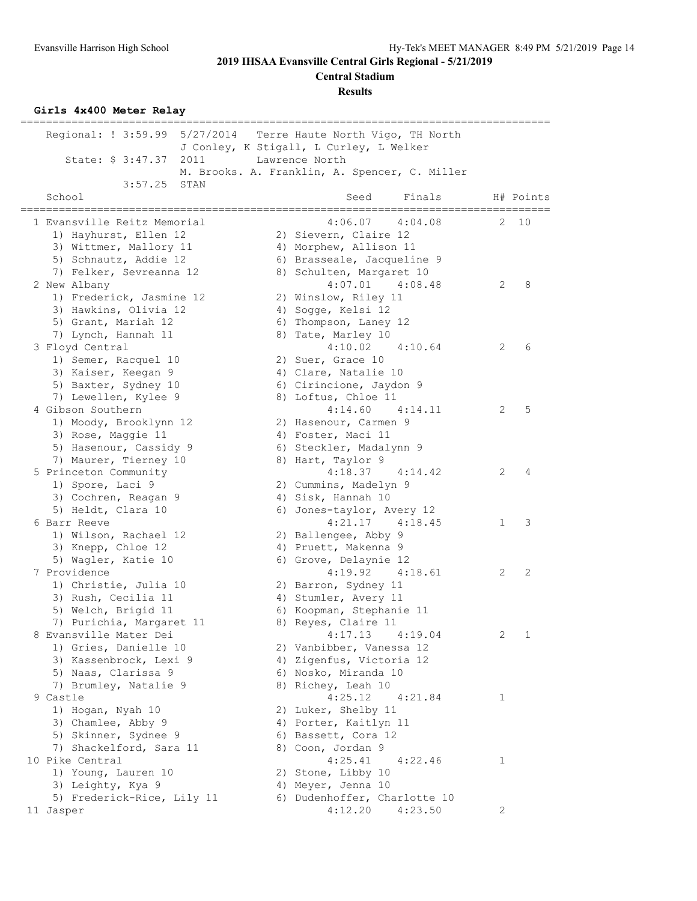## 2019 IHSAA Evansville Central Girls Regional - 5/21/2019

**Central Stadium**

**Results**

### Girls 4x400 Meter Relay

| Record | Time | Date | Team |
|---|---|---|---|
| Regional: ! | 3:59.99 | 5/27/2014 | Terre Haute North Vigo, TH North — J Conley, K Stigall, L Curley, L Welker |
| State: $ | 3:47.37 | 2011 | Lawrence North — M. Brooks. A. Franklin, A. Spencer, C. Miller |
| | 3:57.25 | STAN | |

| Place | School | Seed | Finals | H# | Points |
|---|---|---|---|---|---|
| 1 | Evansville Reitz Memorial | 4:06.07 | 4:04.08 | 2 | 10 |
| | 1) Hayhurst, Ellen 12; 2) Sievern, Claire 12; 3) Wittmer, Mallory 11; 4) Morphew, Allison 11; 5) Schnautz, Addie 12; 6) Brasseale, Jacqueline 9; 7) Felker, Sevreanna 12; 8) Schulten, Margaret 10 | | | | |
| 2 | New Albany | 4:07.01 | 4:08.48 | 2 | 8 |
| | 1) Frederick, Jasmine 12; 2) Winslow, Riley 11; 3) Hawkins, Olivia 12; 4) Sogge, Kelsi 12; 5) Grant, Mariah 12; 6) Thompson, Laney 12; 7) Lynch, Hannah 11; 8) Tate, Marley 10 | | | | |
| 3 | Floyd Central | 4:10.02 | 4:10.64 | 2 | 6 |
| | 1) Semer, Racquel 10; 2) Suer, Grace 10; 3) Kaiser, Keegan 9; 4) Clare, Natalie 10; 5) Baxter, Sydney 10; 6) Cirincione, Jaydon 9; 7) Lewellen, Kylee 9; 8) Loftus, Chloe 11 | | | | |
| 4 | Gibson Southern | 4:14.60 | 4:14.11 | 2 | 5 |
| | 1) Moody, Brooklynn 12; 2) Hasenour, Carmen 9; 3) Rose, Maggie 11; 4) Foster, Maci 11; 5) Hasenour, Cassidy 9; 6) Steckler, Madalynn 9; 7) Maurer, Tierney 10; 8) Hart, Taylor 9 | | | | |
| 5 | Princeton Community | 4:18.37 | 4:14.42 | 2 | 4 |
| | 1) Spore, Laci 9; 2) Cummins, Madelyn 9; 3) Cochren, Reagan 9; 4) Sisk, Hannah 10; 5) Heldt, Clara 10; 6) Jones-taylor, Avery 12 | | | | |
| 6 | Barr Reeve | 4:21.17 | 4:18.45 | 1 | 3 |
| | 1) Wilson, Rachael 12; 2) Ballengee, Abby 9; 3) Knepp, Chloe 12; 4) Pruett, Makenna 9; 5) Wagler, Katie 10; 6) Grove, Delaynie 12 | | | | |
| 7 | Providence | 4:19.92 | 4:18.61 | 2 | 2 |
| | 1) Christie, Julia 10; 2) Barron, Sydney 11; 3) Rush, Cecilia 11; 4) Stumler, Avery 11; 5) Welch, Brigid 11; 6) Koopman, Stephanie 11; 7) Purichia, Margaret 11; 8) Reyes, Claire 11 | | | | |
| 8 | Evansville Mater Dei | 4:17.13 | 4:19.04 | 2 | 1 |
| | 1) Gries, Danielle 10; 2) Vanbibber, Vanessa 12; 3) Kassenbrock, Lexi 9; 4) Zigenfus, Victoria 12; 5) Naas, Clarissa 9; 6) Nosko, Miranda 10; 7) Brumley, Natalie 9; 8) Richey, Leah 10 | | | | |
| 9 | Castle | 4:25.12 | 4:21.84 | 1 | |
| | 1) Hogan, Nyah 10; 2) Luker, Shelby 11; 3) Chamlee, Abby 9; 4) Porter, Kaitlyn 11; 5) Skinner, Sydnee 9; 6) Bassett, Cora 12; 7) Shackelford, Sara 11; 8) Coon, Jordan 9 | | | | |
| 10 | Pike Central | 4:25.41 | 4:22.46 | 1 | |
| | 1) Young, Lauren 10; 2) Stone, Libby 10; 3) Leighty, Kya 9; 4) Meyer, Jenna 10; 5) Frederick-Rice, Lily 11; 6) Dudenhoffer, Charlotte 10 | | | | |
| 11 | Jasper | 4:12.20 | 4:23.50 | 2 | |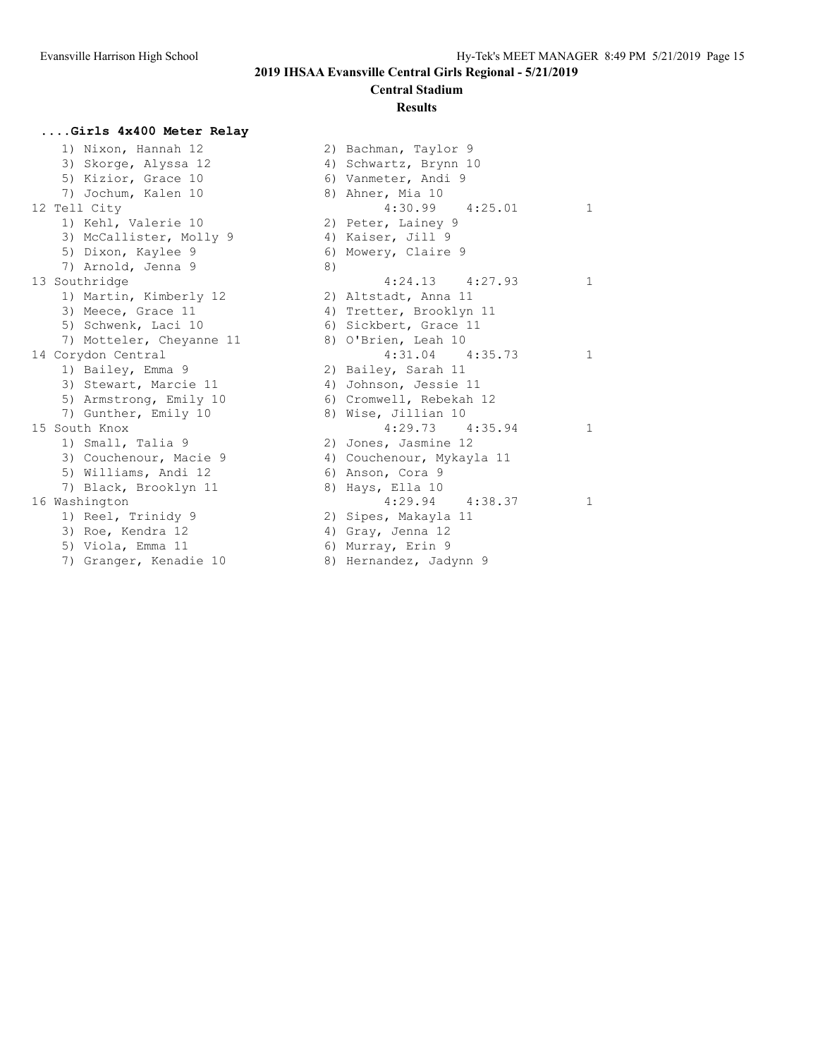## 2019 IHSAA Evansville Central Girls Regional - 5/21/2019

### Central Stadium

### Results

#### ....Girls 4x400 Meter Relay

```
    1) Nixon, Hannah 12              2) Bachman, Taylor 9
    3) Skorge, Alyssa 12             4) Schwartz, Brynn 10
    5) Kizior, Grace 10              6) Vanmeter, Andi 9
    7) Jochum, Kalen 10              8) Ahner, Mia 10
12 Tell City                               4:30.99    4:25.01          1
    1) Kehl, Valerie 10              2) Peter, Lainey 9
    3) McCallister, Molly 9          4) Kaiser, Jill 9
    5) Dixon, Kaylee 9               6) Mowery, Claire 9
    7) Arnold, Jenna 9               8)
13 Southridge                              4:24.13    4:27.93          1
    1) Martin, Kimberly 12           2) Altstadt, Anna 11
    3) Meece, Grace 11               4) Tretter, Brooklyn 11
    5) Schwenk, Laci 10              6) Sickbert, Grace 11
    7) Motteler, Cheyanne 11         8) O'Brien, Leah 10
14 Corydon Central                         4:31.04    4:35.73          1
    1) Bailey, Emma 9                2) Bailey, Sarah 11
    3) Stewart, Marcie 11            4) Johnson, Jessie 11
    5) Armstrong, Emily 10           6) Cromwell, Rebekah 12
    7) Gunther, Emily 10             8) Wise, Jillian 10
15 South Knox                              4:29.73    4:35.94          1
    1) Small, Talia 9                2) Jones, Jasmine 12
    3) Couchenour, Macie 9           4) Couchenour, Mykayla 11
    5) Williams, Andi 12             6) Anson, Cora 9
    7) Black, Brooklyn 11            8) Hays, Ella 10
16 Washington                              4:29.94    4:38.37          1
    1) Reel, Trinidy 9               2) Sipes, Makayla 11
    3) Roe, Kendra 12                4) Gray, Jenna 12
    5) Viola, Emma 11                6) Murray, Erin 9
    7) Granger, Kenadie 10           8) Hernandez, Jadynn 9
```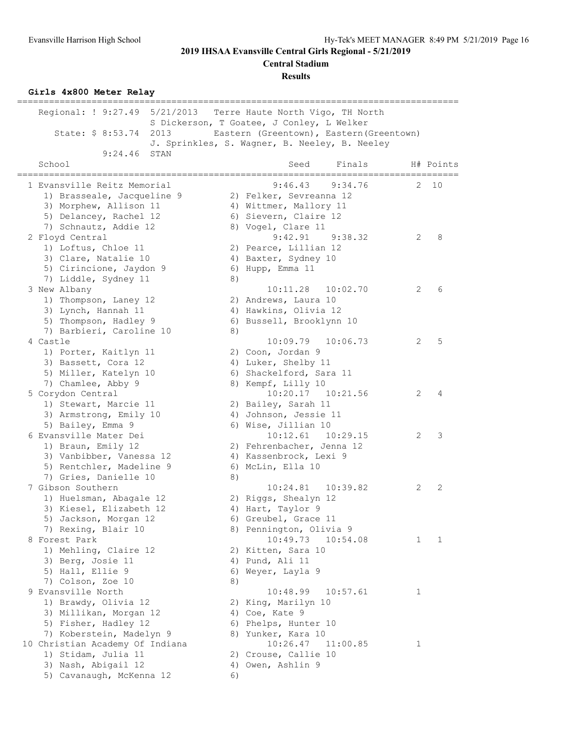## 2019 IHSAA Evansville Central Girls Regional - 5/21/2019

**Central Stadium**

**Results**

### Girls 4x800 Meter Relay

```
=================================================================================
   Regional: ! 9:27.49  5/21/2013   Terre Haute North Vigo, TH North
                        S Dickerson, T Goatee, J Conley, L Welker
      State: $ 8:53.74  2013        Eastern (Greentown), Eastern(Greentown)
                        J. Sprinkles, S. Wagner, B. Neeley, B. Neeley
            9:24.46  STAN
    School                                     Seed     Finals        H# Points
=================================================================================
  1 Evansville Reitz Memorial                  9:46.43    9:34.76      2  10
     1) Brasseale, Jacqueline 9         2) Felker, Sevreanna 12
     3) Morphew, Allison 11             4) Wittmer, Mallory 11
     5) Delancey, Rachel 12             6) Sievern, Claire 12
     7) Schnautz, Addie 12              8) Vogel, Clare 11
  2 Floyd Central                              9:42.91    9:38.32      2   8
     1) Loftus, Chloe 11                2) Pearce, Lillian 12
     3) Clare, Natalie 10               4) Baxter, Sydney 10
     5) Cirincione, Jaydon 9            6) Hupp, Emma 11
     7) Liddle, Sydney 11               8)
  3 New Albany                                10:11.28   10:02.70      2   6
     1) Thompson, Laney 12              2) Andrews, Laura 10
     3) Lynch, Hannah 11                4) Hawkins, Olivia 12
     5) Thompson, Hadley 9              6) Bussell, Brooklynn 10
     7) Barbieri, Caroline 10           8)
  4 Castle                                    10:09.79   10:06.73      2   5
     1) Porter, Kaitlyn 11              2) Coon, Jordan 9
     3) Bassett, Cora 12                4) Luker, Shelby 11
     5) Miller, Katelyn 10              6) Shackelford, Sara 11
     7) Chamlee, Abby 9                 8) Kempf, Lilly 10
  5 Corydon Central                           10:20.17   10:21.56      2   4
     1) Stewart, Marcie 11              2) Bailey, Sarah 11
     3) Armstrong, Emily 10             4) Johnson, Jessie 11
     5) Bailey, Emma 9                  6) Wise, Jillian 10
  6 Evansville Mater Dei                      10:12.61   10:29.15      2   3
     1) Braun, Emily 12                 2) Fehrenbacher, Jenna 12
     3) Vanbibber, Vanessa 12           4) Kassenbrock, Lexi 9
     5) Rentchler, Madeline 9           6) McLin, Ella 10
     7) Gries, Danielle 10              8)
  7 Gibson Southern                           10:24.81   10:39.82      2   2
     1) Huelsman, Abagale 12            2) Riggs, Shealyn 12
     3) Kiesel, Elizabeth 12            4) Hart, Taylor 9
     5) Jackson, Morgan 12              6) Greubel, Grace 11
     7) Rexing, Blair 10                8) Pennington, Olivia 9
  8 Forest Park                               10:49.73   10:54.08      1   1
     1) Mehling, Claire 12              2) Kitten, Sara 10
     3) Berg, Josie 11                  4) Pund, Ali 11
     5) Hall, Ellie 9                   6) Weyer, Layla 9
     7) Colson, Zoe 10                  8)
  9 Evansville North                          10:48.99   10:57.61      1
     1) Brawdy, Olivia 12               2) King, Marilyn 10
     3) Millikan, Morgan 12             4) Coe, Kate 9
     5) Fisher, Hadley 12               6) Phelps, Hunter 10
     7) Koberstein, Madelyn 9           8) Yunker, Kara 10
 10 Christian Academy Of Indiana              10:26.47   11:00.85      1
     1) Stidam, Julia 11                2) Crouse, Callie 10
     3) Nash, Abigail 12                4) Owen, Ashlin 9
     5) Cavanaugh, McKenna 12           6)
```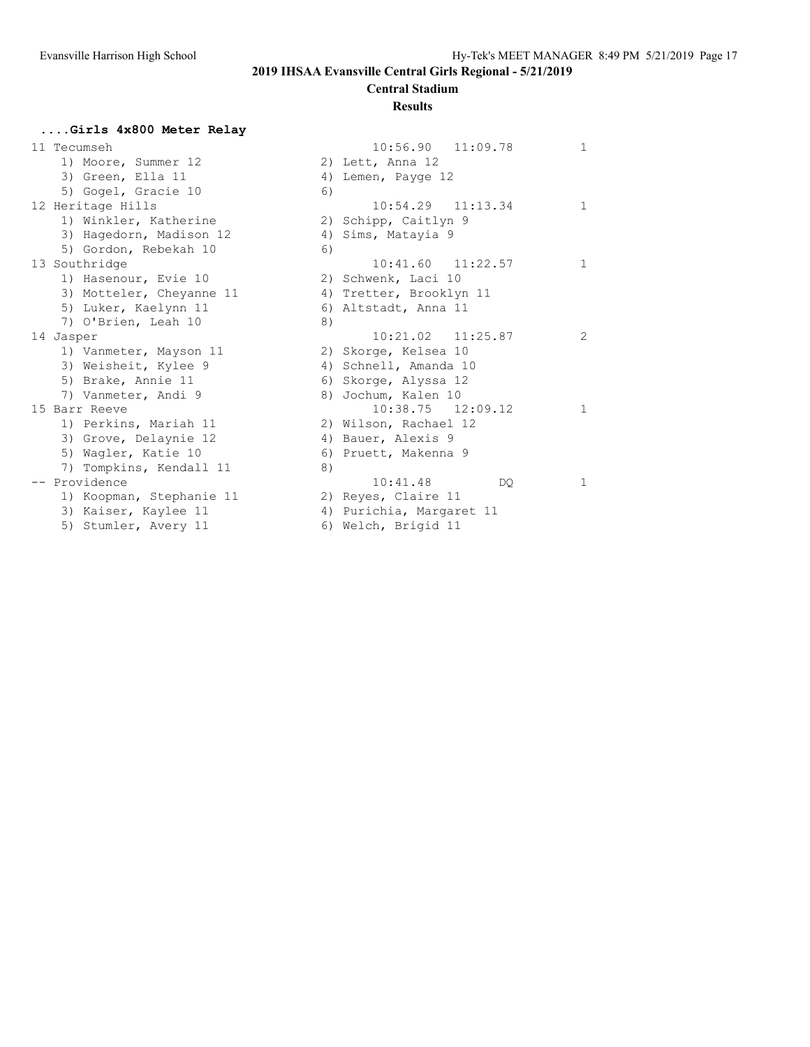## 2019 IHSAA Evansville Central Girls Regional - 5/21/2019

### Central Stadium

### Results

**....Girls 4x800 Meter Relay**

```
11 Tecumseh                                      10:56.90   11:09.78        1
    1) Moore, Summer 12               2) Lett, Anna 12
    3) Green, Ella 11                 4) Lemen, Payge 12
    5) Gogel, Gracie 10               6)
12 Heritage Hills                                10:54.29   11:13.34        1
    1) Winkler, Katherine             2) Schipp, Caitlyn 9
    3) Hagedorn, Madison 12           4) Sims, Matayia 9
    5) Gordon, Rebekah 10             6)
13 Southridge                                    10:41.60   11:22.57        1
    1) Hasenour, Evie 10              2) Schwenk, Laci 10
    3) Motteler, Cheyanne 11          4) Tretter, Brooklyn 11
    5) Luker, Kaelynn 11              6) Altstadt, Anna 11
    7) O'Brien, Leah 10               8)
14 Jasper                                        10:21.02   11:25.87        2
    1) Vanmeter, Mayson 11            2) Skorge, Kelsea 10
    3) Weisheit, Kylee 9              4) Schnell, Amanda 10
    5) Brake, Annie 11                6) Skorge, Alyssa 12
    7) Vanmeter, Andi 9               8) Jochum, Kalen 10
15 Barr Reeve                                    10:38.75   12:09.12        1
    1) Perkins, Mariah 11             2) Wilson, Rachael 12
    3) Grove, Delaynie 12             4) Bauer, Alexis 9
    5) Wagler, Katie 10               6) Pruett, Makenna 9
    7) Tompkins, Kendall 11           8)
-- Providence                                    10:41.48         DQ        1
    1) Koopman, Stephanie 11          2) Reyes, Claire 11
    3) Kaiser, Kaylee 11              4) Purichia, Margaret 11
    5) Stumler, Avery 11              6) Welch, Brigid 11
```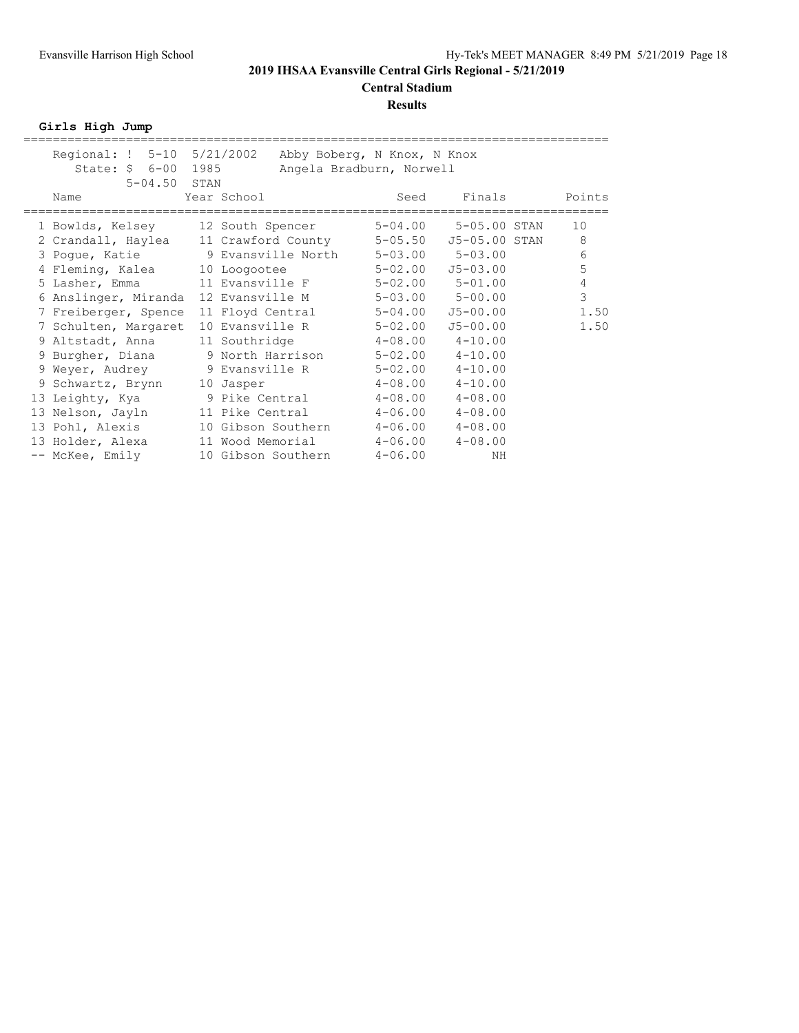## 2019 IHSAA Evansville Central Girls Regional - 5/21/2019

**Central Stadium**

**Results**

### Girls High Jump

Regional: ! 5-10 5/21/2002 Abby Boberg, N Knox, N Knox
State: $ 6-00 1985 Angela Bradburn, Norwell
5-04.50 STAN

| Place | Name | Year | School | Seed | Finals | | Points |
|---|---|---|---|---|---|---|---|
| 1 | Bowlds, Kelsey | 12 | South Spencer | 5-04.00 | 5-05.00 | STAN | 10 |
| 2 | Crandall, Haylea | 11 | Crawford County | 5-05.50 | J5-05.00 | STAN | 8 |
| 3 | Pogue, Katie | 9 | Evansville North | 5-03.00 | 5-03.00 | | 6 |
| 4 | Fleming, Kalea | 10 | Loogootee | 5-02.00 | J5-03.00 | | 5 |
| 5 | Lasher, Emma | 11 | Evansville F | 5-02.00 | 5-01.00 | | 4 |
| 6 | Anslinger, Miranda | 12 | Evansville M | 5-03.00 | 5-00.00 | | 3 |
| 7 | Freiberger, Spence | 11 | Floyd Central | 5-04.00 | J5-00.00 | | 1.50 |
| 7 | Schulten, Margaret | 10 | Evansville R | 5-02.00 | J5-00.00 | | 1.50 |
| 9 | Altstadt, Anna | 11 | Southridge | 4-08.00 | 4-10.00 | | |
| 9 | Burgher, Diana | 9 | North Harrison | 5-02.00 | 4-10.00 | | |
| 9 | Weyer, Audrey | 9 | Evansville R | 5-02.00 | 4-10.00 | | |
| 9 | Schwartz, Brynn | 10 | Jasper | 4-08.00 | 4-10.00 | | |
| 13 | Leighty, Kya | 9 | Pike Central | 4-08.00 | 4-08.00 | | |
| 13 | Nelson, Jayln | 11 | Pike Central | 4-06.00 | 4-08.00 | | |
| 13 | Pohl, Alexis | 10 | Gibson Southern | 4-06.00 | 4-08.00 | | |
| 13 | Holder, Alexa | 11 | Wood Memorial | 4-06.00 | 4-08.00 | | |
| -- | McKee, Emily | 10 | Gibson Southern | 4-06.00 | NH | | |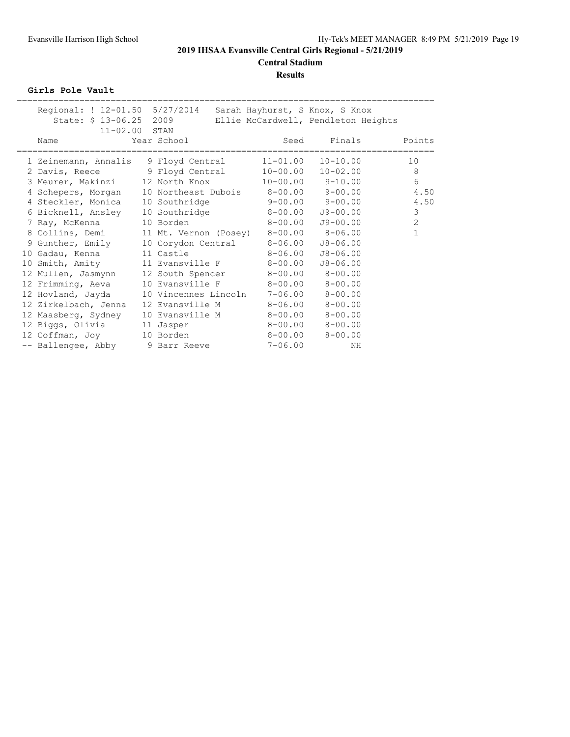## 2019 IHSAA Evansville Central Girls Regional - 5/21/2019

**Central Stadium**

**Results**

### Girls Pole Vault

Regional: ! 12-01.50 5/27/2014 Sarah Hayhurst, S Knox, S Knox
State: $ 13-06.25 2009 Ellie McCardwell, Pendleton Heights
11-02.00 STAN

| | Name | Year | School | Seed | Finals | Points |
|---|---|---|---|---|---|---|
| 1 | Zeinemann, Annalis | 9 | Floyd Central | 11-01.00 | 10-10.00 | 10 |
| 2 | Davis, Reece | 9 | Floyd Central | 10-00.00 | 10-02.00 | 8 |
| 3 | Meurer, Makinzi | 12 | North Knox | 10-00.00 | 9-10.00 | 6 |
| 4 | Schepers, Morgan | 10 | Northeast Dubois | 8-00.00 | 9-00.00 | 4.50 |
| 4 | Steckler, Monica | 10 | Southridge | 9-00.00 | 9-00.00 | 4.50 |
| 6 | Bicknell, Ansley | 10 | Southridge | 8-00.00 | J9-00.00 | 3 |
| 7 | Ray, McKenna | 10 | Borden | 8-00.00 | J9-00.00 | 2 |
| 8 | Collins, Demi | 11 | Mt. Vernon (Posey) | 8-00.00 | 8-06.00 | 1 |
| 9 | Gunther, Emily | 10 | Corydon Central | 8-06.00 | J8-06.00 | |
| 10 | Gadau, Kenna | 11 | Castle | 8-06.00 | J8-06.00 | |
| 10 | Smith, Amity | 11 | Evansville F | 8-00.00 | J8-06.00 | |
| 12 | Mullen, Jasmynn | 12 | South Spencer | 8-00.00 | 8-00.00 | |
| 12 | Frimming, Aeva | 10 | Evansville F | 8-00.00 | 8-00.00 | |
| 12 | Hovland, Jayda | 10 | Vincennes Lincoln | 7-06.00 | 8-00.00 | |
| 12 | Zirkelbach, Jenna | 12 | Evansville M | 8-06.00 | 8-00.00 | |
| 12 | Maasberg, Sydney | 10 | Evansville M | 8-00.00 | 8-00.00 | |
| 12 | Biggs, Olivia | 11 | Jasper | 8-00.00 | 8-00.00 | |
| 12 | Coffman, Joy | 10 | Borden | 8-00.00 | 8-00.00 | |
| -- | Ballengee, Abby | 9 | Barr Reeve | 7-06.00 | NH | |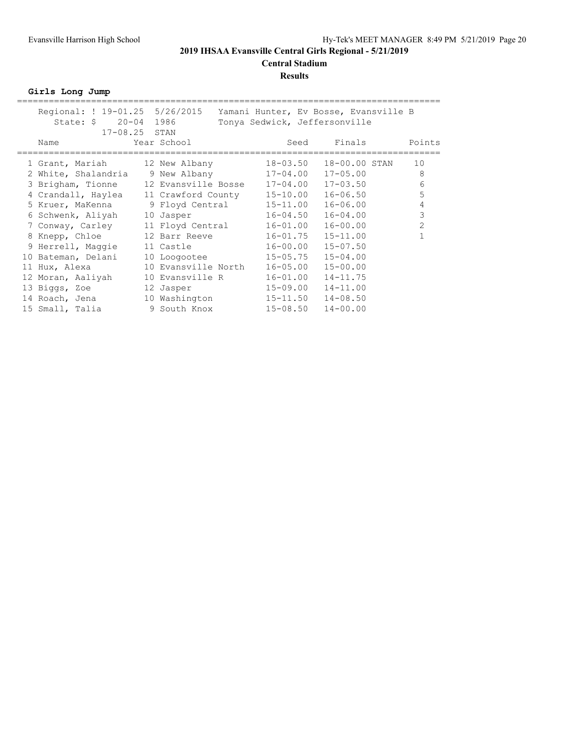## 2019 IHSAA Evansville Central Girls Regional - 5/21/2019

**Central Stadium**

**Results**

### Girls Long Jump

Regional: ! 19-01.25 5/26/2015 Yamani Hunter, Ev Bosse, Evansville B
State: $ 20-04 1986 Tonya Sedwick, Jeffersonville
17-08.25 STAN

| | Name | Year | School | Seed | Finals | | Points |
|---|---|---|---|---|---|---|---|
| 1 | Grant, Mariah | 12 | New Albany | 18-03.50 | 18-00.00 | STAN | 10 |
| 2 | White, Shalandria | 9 | New Albany | 17-04.00 | 17-05.00 | | 8 |
| 3 | Brigham, Tionne | 12 | Evansville Bosse | 17-04.00 | 17-03.50 | | 6 |
| 4 | Crandall, Haylea | 11 | Crawford County | 15-10.00 | 16-06.50 | | 5 |
| 5 | Kruer, MaKenna | 9 | Floyd Central | 15-11.00 | 16-06.00 | | 4 |
| 6 | Schwenk, Aliyah | 10 | Jasper | 16-04.50 | 16-04.00 | | 3 |
| 7 | Conway, Carley | 11 | Floyd Central | 16-01.00 | 16-00.00 | | 2 |
| 8 | Knepp, Chloe | 12 | Barr Reeve | 16-01.75 | 15-11.00 | | 1 |
| 9 | Herrell, Maggie | 11 | Castle | 16-00.00 | 15-07.50 | | |
| 10 | Bateman, Delani | 10 | Loogootee | 15-05.75 | 15-04.00 | | |
| 11 | Hux, Alexa | 10 | Evansville North | 16-05.00 | 15-00.00 | | |
| 12 | Moran, Aaliyah | 10 | Evansville R | 16-01.00 | 14-11.75 | | |
| 13 | Biggs, Zoe | 12 | Jasper | 15-09.00 | 14-11.00 | | |
| 14 | Roach, Jena | 10 | Washington | 15-11.50 | 14-08.50 | | |
| 15 | Small, Talia | 9 | South Knox | 15-08.50 | 14-00.00 | | |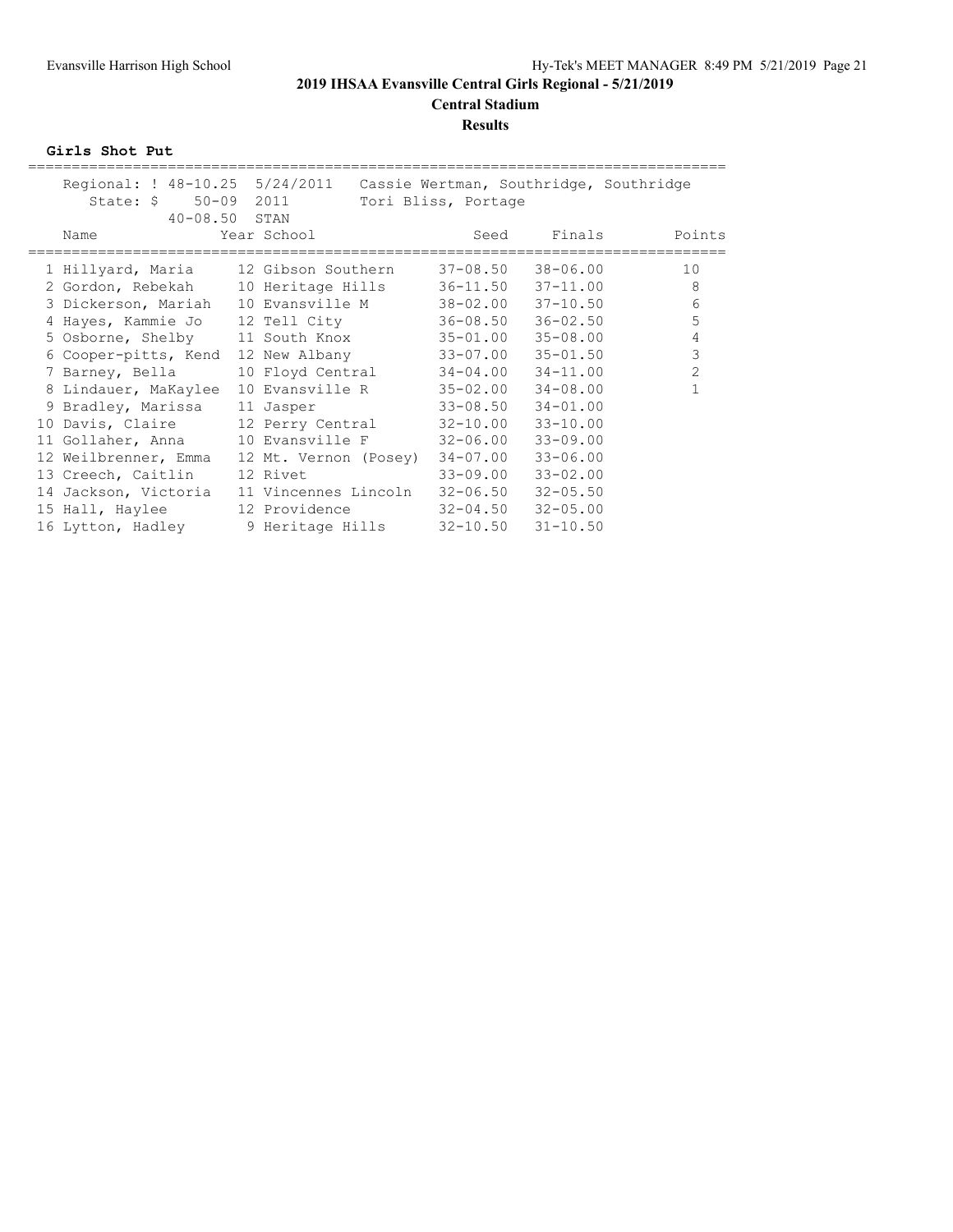## 2019 IHSAA Evansville Central Girls Regional - 5/21/2019

**Central Stadium**

**Results**

**Girls Shot Put**

Regional: ! 48-10.25 5/24/2011 Cassie Wertman, Southridge, Southridge
State: $ 50-09 2011 Tori Bliss, Portage
40-08.50 STAN

| | Name | Year | School | Seed | Finals | Points |
|---|---|---|---|---|---|---|
| 1 | Hillyard, Maria | 12 | Gibson Southern | 37-08.50 | 38-06.00 | 10 |
| 2 | Gordon, Rebekah | 10 | Heritage Hills | 36-11.50 | 37-11.00 | 8 |
| 3 | Dickerson, Mariah | 10 | Evansville M | 38-02.00 | 37-10.50 | 6 |
| 4 | Hayes, Kammie Jo | 12 | Tell City | 36-08.50 | 36-02.50 | 5 |
| 5 | Osborne, Shelby | 11 | South Knox | 35-01.00 | 35-08.00 | 4 |
| 6 | Cooper-pitts, Kend | 12 | New Albany | 33-07.00 | 35-01.50 | 3 |
| 7 | Barney, Bella | 10 | Floyd Central | 34-04.00 | 34-11.00 | 2 |
| 8 | Lindauer, MaKaylee | 10 | Evansville R | 35-02.00 | 34-08.00 | 1 |
| 9 | Bradley, Marissa | 11 | Jasper | 33-08.50 | 34-01.00 | |
| 10 | Davis, Claire | 12 | Perry Central | 32-10.00 | 33-10.00 | |
| 11 | Gollaher, Anna | 10 | Evansville F | 32-06.00 | 33-09.00 | |
| 12 | Weilbrenner, Emma | 12 | Mt. Vernon (Posey) | 34-07.00 | 33-06.00 | |
| 13 | Creech, Caitlin | 12 | Rivet | 33-09.00 | 33-02.00 | |
| 14 | Jackson, Victoria | 11 | Vincennes Lincoln | 32-06.50 | 32-05.50 | |
| 15 | Hall, Haylee | 12 | Providence | 32-04.50 | 32-05.00 | |
| 16 | Lytton, Hadley | 9 | Heritage Hills | 32-10.50 | 31-10.50 | |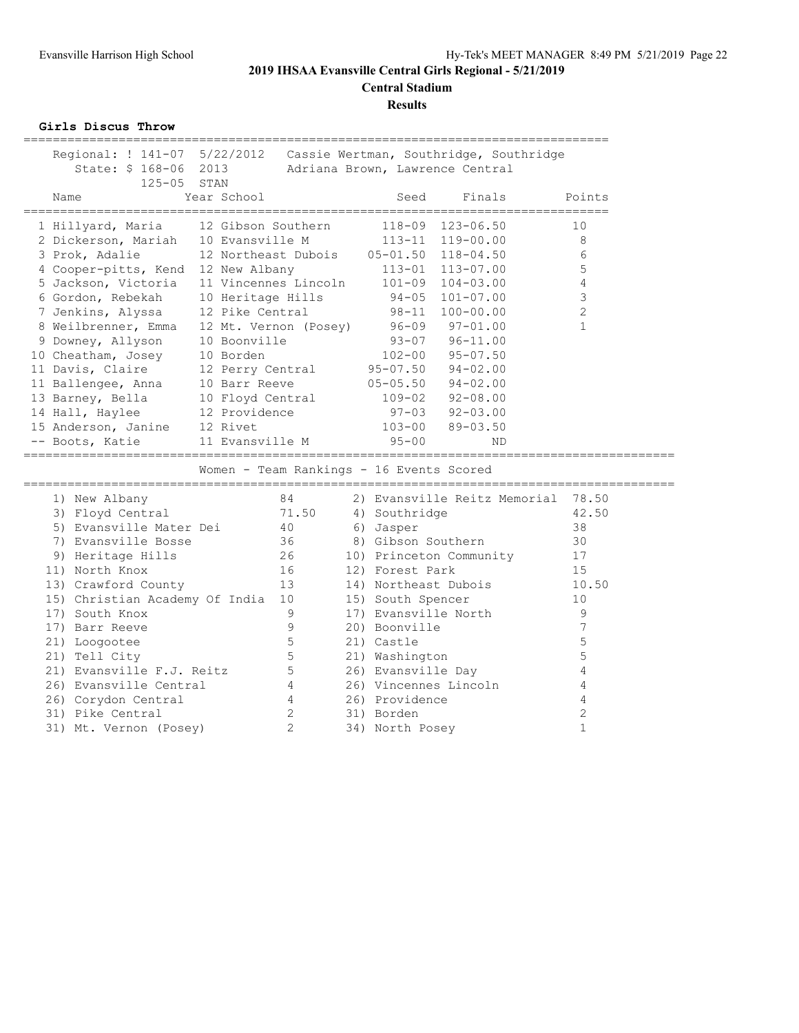**2019 IHSAA Evansville Central Girls Regional - 5/21/2019**

**Central Stadium**

**Results**

**Girls Discus Throw**

Regional: ! 141-07 5/22/2012 Cassie Wertman, Southridge, Southridge
State: $ 168-06 2013 Adriana Brown, Lawrence Central
125-05 STAN

| Name | Year | School | Seed | Finals | Points |
|---|---|---|---|---|---|
| 1 Hillyard, Maria | 12 | Gibson Southern | 118-09 | 123-06.50 | 10 |
| 2 Dickerson, Mariah | 10 | Evansville M | 113-11 | 119-00.00 | 8 |
| 3 Prok, Adalie | 12 | Northeast Dubois | 05-01.50 | 118-04.50 | 6 |
| 4 Cooper-pitts, Kend | 12 | New Albany | 113-01 | 113-07.00 | 5 |
| 5 Jackson, Victoria | 11 | Vincennes Lincoln | 101-09 | 104-03.00 | 4 |
| 6 Gordon, Rebekah | 10 | Heritage Hills | 94-05 | 101-07.00 | 3 |
| 7 Jenkins, Alyssa | 12 | Pike Central | 98-11 | 100-00.00 | 2 |
| 8 Weilbrenner, Emma | 12 | Mt. Vernon (Posey) | 96-09 | 97-01.00 | 1 |
| 9 Downey, Allyson | 10 | Boonville | 93-07 | 96-11.00 | |
| 10 Cheatham, Josey | 10 | Borden | 102-00 | 95-07.50 | |
| 11 Davis, Claire | 12 | Perry Central | 95-07.50 | 94-02.00 | |
| 11 Ballengee, Anna | 10 | Barr Reeve | 05-05.50 | 94-02.00 | |
| 13 Barney, Bella | 10 | Floyd Central | 109-02 | 92-08.00 | |
| 14 Hall, Haylee | 12 | Providence | 97-03 | 92-03.00 | |
| 15 Anderson, Janine | 12 | Rivet | 103-00 | 89-03.50 | |
| -- Boots, Katie | 11 | Evansville M | 95-00 | ND | |

**Women - Team Rankings - 16 Events Scored**

| | | | |
|---|---|---|---|
| 1) New Albany | 84 | 2) Evansville Reitz Memorial | 78.50 |
| 3) Floyd Central | 71.50 | 4) Southridge | 42.50 |
| 5) Evansville Mater Dei | 40 | 6) Jasper | 38 |
| 7) Evansville Bosse | 36 | 8) Gibson Southern | 30 |
| 9) Heritage Hills | 26 | 10) Princeton Community | 17 |
| 11) North Knox | 16 | 12) Forest Park | 15 |
| 13) Crawford County | 13 | 14) Northeast Dubois | 10.50 |
| 15) Christian Academy Of India | 10 | 15) South Spencer | 10 |
| 17) South Knox | 9 | 17) Evansville North | 9 |
| 17) Barr Reeve | 9 | 20) Boonville | 7 |
| 21) Loogootee | 5 | 21) Castle | 5 |
| 21) Tell City | 5 | 21) Washington | 5 |
| 21) Evansville F.J. Reitz | 5 | 26) Evansville Day | 4 |
| 26) Evansville Central | 4 | 26) Vincennes Lincoln | 4 |
| 26) Corydon Central | 4 | 26) Providence | 4 |
| 31) Pike Central | 2 | 31) Borden | 2 |
| 31) Mt. Vernon (Posey) | 2 | 34) North Posey | 1 |